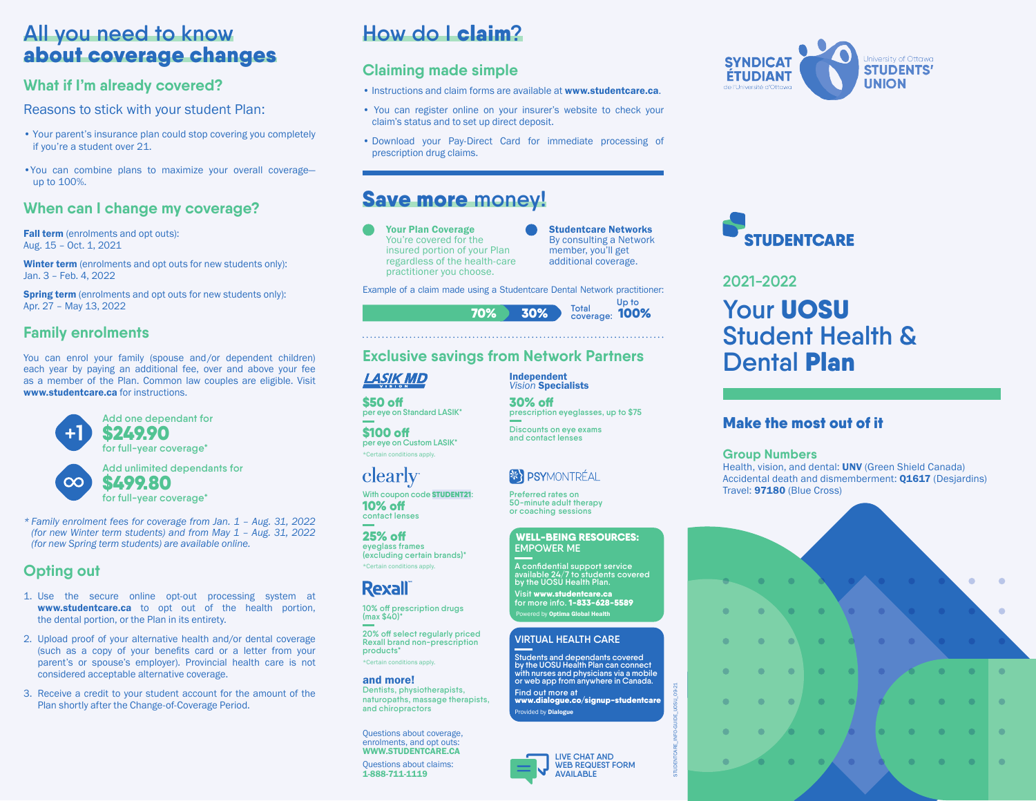# All you need to know about coverage changes

## What if I'm already covered?

Reasons to stick with your student Plan:

- Your parent's insurance plan could stop covering you completely if you're a student over 21.
- You can combine plans to maximize your overall coverage—up to 100%.

## When can I change my coverage?

**Fall term** (enrolments and opt outs):
Aug. 15 – Oct. 1, 2021

**Winter term** (enrolments and opt outs for new students only):
Jan. 3 – Feb. 4, 2022

**Spring term** (enrolments and opt outs for new students only):
Apr. 27 – May 13, 2022

## Family enrolments

You can enrol your family (spouse and/or dependent children) each year by paying an additional fee, over and above your fee as a member of the Plan. Common law couples are eligible. Visit **www.studentcare.ca** for instructions.

**+1** Add one dependant for **$249.90** for full-year coverage*

**∞** Add unlimited dependants for **$499.80** for full-year coverage*

*\* Family enrolment fees for coverage from Jan. 1 – Aug. 31, 2022 (for new Winter term students) and from May 1 – Aug. 31, 2022 (for new Spring term students) are available online.*

## Opting out

1. Use the secure online opt-out processing system at **www.studentcare.ca** to opt out of the health portion, the dental portion, or the Plan in its entirety.
2. Upload proof of your alternative health and/or dental coverage (such as a copy of your benefits card or a letter from your parent's or spouse's employer). Provincial health care is not considered acceptable alternative coverage.
3. Receive a credit to your student account for the amount of the Plan shortly after the Change-of-Coverage Period.

# How do I **claim?**

## Claiming made simple

- Instructions and claim forms are available at **www.studentcare.ca**.
- You can register online on your insurer's website to check your claim's status and to set up direct deposit.
- Download your Pay-Direct Card for immediate processing of prescription drug claims.

# Save more money!

**Your Plan Coverage**
You're covered for the insured portion of your Plan regardless of the health-care practitioner you choose.

**Studentcare Networks**
By consulting a Network member, you'll get additional coverage.

Example of a claim made using a Studentcare Dental Network practitioner:

**70%** + **30%** — Total coverage: Up to **100%**

## Exclusive savings from Network Partners

**LASIK MD VISION**

**$50 off** per eye on Standard LASIK*

**$100 off** per eye on Custom LASIK*

*Certain conditions apply.

**clearly**

With coupon code **STUDENT21**:
**10% off** contact lenses

**25% off** eyeglass frames (excluding certain brands)*

*Certain conditions apply.

**Rexall**

10% off prescription drugs (max $40)*

20% off select regularly priced Rexall brand non-prescription products*

*Certain conditions apply.

**and more!**
Dentists, physiotherapists, naturopaths, massage therapists, and chiropractors

**Independent *Vision* Specialists**

**30% off** prescription eyeglasses, up to $75

Discounts on eye exams and contact lenses

**PSYMONTRÉAL**

Preferred rates on 50-minute adult therapy or coaching sessions

**WELL-BEING RESOURCES: EMPOWER ME**

A confidential support service available 24/7 to students covered by the UOSU Health Plan.

Visit **www.studentcare.ca** for more info. **1-833-628-5589**

Powered by **Optima Global Health**

**VIRTUAL HEALTH CARE**

Students and dependants covered by the UOSU Health Plan can connect with nurses and physicians via a mobile or web app from anywhere in Canada.

Find out more at **www.dialogue.co/signup-studentcare**

Provided by **Dialogue**

Questions about coverage, enrolments, and opt outs: **WWW.STUDENTCARE.CA**

Questions about claims: **1-888-711-1119**

LIVE CHAT AND WEB REQUEST FORM AVAILABLE

STUDENTCARE_INFO-GUIDE_UOSU_09.21

SYNDICAT ÉTUDIANT de l'Université d'Ottawa | University of Ottawa STUDENTS' UNION

**STUDENTCARE**

## 2021-2022

# Your **UOSU** Student Health & Dental **Plan**

### Make the most out of it

**Group Numbers**
Health, vision, and dental: **UNV** (Green Shield Canada)
Accidental death and dismemberment: **Q1617** (Desjardins)
Travel: **97180** (Blue Cross)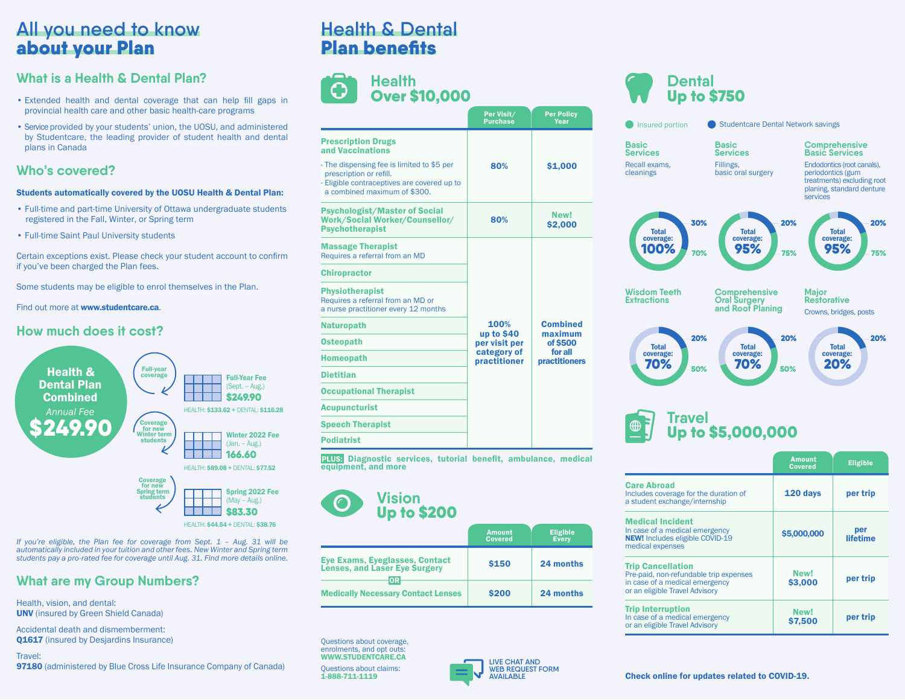# All you need to know about your Plan

## What is a Health & Dental Plan?

- Extended health and dental coverage that can help fill gaps in provincial health care and other basic health-care programs
- Service provided by your students' union, the UOSU, and administered by Studentcare, the leading provider of student health and dental plans in Canada

## Who's covered?

**Students automatically covered by the UOSU Health & Dental Plan:**

- Full-time and part-time University of Ottawa undergraduate students registered in the Fall, Winter, or Spring term
- Full-time Saint Paul University students

Certain exceptions exist. Please check your student account to confirm if you've been charged the Plan fees.

Some students may be eligible to enrol themselves in the Plan.

Find out more at **www.studentcare.ca**.

## How much does it cost?

**Health & Dental Plan Combined**
*Annual Fee*
**$249.90**

Full-year coverage
**Full-Year Fee** (Sept. – Aug.)
**$249.90**
HEALTH: $133.62 + DENTAL: $116.28

Coverage for new Winter term students
**Winter 2022 Fee** (Jan. – Aug.)
**166.60**
HEALTH: $89.08 + DENTAL: $77.52

Coverage for new Spring term students
**Spring 2022 Fee** (May – Aug.)
**$83.30**
HEALTH: $44.54 + DENTAL: $38.76

*If you're eligible, the Plan fee for coverage from Sept. 1 – Aug. 31 will be automatically included in your tuition and other fees. New Winter and Spring term students pay a pro-rated fee for coverage until Aug. 31. Find more details online.*

## What are my Group Numbers?

Health, vision, and dental:
**UNV** (insured by Green Shield Canada)

Accidental death and dismemberment:
**Q1617** (insured by Desjardins Insurance)

Travel:
**97180** (administered by Blue Cross Life Insurance Company of Canada)

# Health & Dental Plan benefits

## Health Over $10,000

| | Per Visit/ Purchase | Per Policy Year |
|---|---|---|
| **Prescription Drugs and Vaccinations**<br>- The dispensing fee is limited to $5 per prescription or refill.<br>- Eligible contraceptives are covered up to a combined maximum of $300. | 80% | $1,000 |
| **Psychologist/Master of Social Work/Social Worker/Counsellor/ Psychotherapist** | 80% | New! $2,000 |
| **Massage Therapist**<br>Requires a referral from an MD | 100% up to $40 per visit per category of practitioner | Combined maximum of $500 for all practitioners |
| **Chiropractor** | | |
| **Physiotherapist**<br>Requires a referral from an MD or a nurse practitioner every 12 months | | |
| **Naturopath** | | |
| **Osteopath** | | |
| **Homeopath** | | |
| **Dietitian** | | |
| **Occupational Therapist** | | |
| **Acupuncturist** | | |
| **Speech Therapist** | | |
| **Podiatrist** | | |

**PLUS:** Diagnostic services, tutorial benefit, ambulance, medical equipment, and more

## Vision Up to $200

| | Amount Covered | Eligible Every |
|---|---|---|
| **Eye Exams, Eyeglasses, Contact Lenses, and Laser Eye Surgery** | $150 | 24 months |
| OR | | |
| **Medically Necessary Contact Lenses** | $200 | 24 months |

Questions about coverage, enrolments, and opt outs:
**WWW.STUDENTCARE.CA**

Questions about claims:
**1-888-711-1119**

LIVE CHAT AND WEB REQUEST FORM AVAILABLE

## Dental Up to $750

Insured portion
Studentcare Dental Network savings

**Basic Services**
Recall exams, cleanings
Total coverage: 100%
30%
70%

**Basic Services**
Fillings, basic oral surgery
Total coverage: 95%
20%
75%

**Comprehensive Basic Services**
Endodontics (root canals), periodontics (gum treatments) excluding root planing, standard denture services
Total coverage: 95%
20%
75%

**Wisdom Teeth Extractions**
Total coverage: 70%
20%
50%

**Comprehensive Oral Surgery and Root Planing**
Total coverage: 70%
20%
50%

**Major Restorative**
Crowns, bridges, posts
Total coverage: 20%
20%

## Travel Up to $5,000,000

| | Amount Covered | Eligible |
|---|---|---|
| **Care Abroad**<br>Includes coverage for the duration of a student exchange/internship | 120 days | per trip |
| **Medical Incident**<br>In case of a medical emergency<br>**NEW!** Includes eligible COVID-19 medical expenses | $5,000,000 | per lifetime |
| **Trip Cancellation**<br>Pre-paid, non-refundable trip expenses in case of a medical emergency or an eligible Travel Advisory | New! $3,000 | per trip |
| **Trip Interruption**<br>In case of a medical emergency or an eligible Travel Advisory | New! $7,500 | per trip |

**Check online for updates related to COVID-19.**